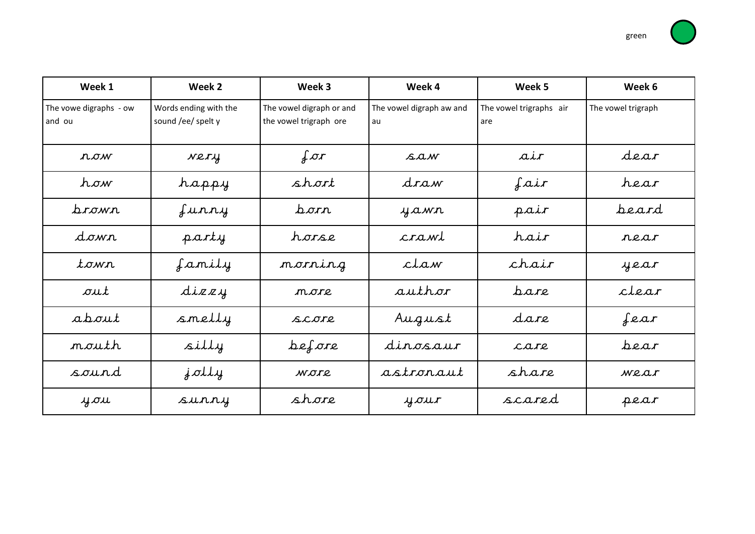green

| Week 1 | Week 2 | Week 3 | Week 4 | Week 5 | Week 6 |
|---|---|---|---|---|---|
| The vowe digraphs - ow and ou | Words ending with the sound /ee/ spelt y | The vowel digraph or and the vowel trigraph ore | The vowel digraph aw and au | The vowel trigraphs air are | The vowel trigraph |
| now | very | for | saw | air | dear |
| how | happy | short | draw | fair | hear |
| brown | funny | born | yawn | pair | beard |
| down | party | horse | crawl | hair | near |
| town | family | morning | claw | chair | year |
| out | dizzy | more | author | bare | clear |
| about | smelly | score | August | dare | fear |
| mouth | silly | before | dinosaur | care | bear |
| sound | jolly | wore | astronaut | share | wear |
| you | sunny | shore | your | scared | pear |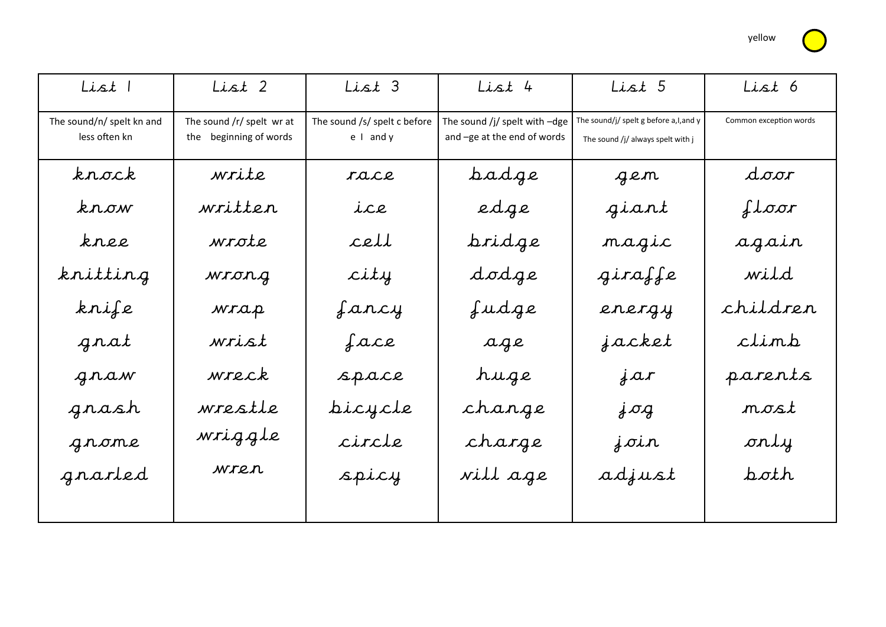yellow

| List 1 | List 2 | List 3 | List 4 | List 5 | List 6 |
|---|---|---|---|---|---|
| The sound/n/ spelt kn and less often kn | The sound /r/ spelt wr at the beginning of words | The sound /s/ spelt c before e I and y | The sound /j/ spelt with –dge and –ge at the end of words | The sound/j/ spelt g before a,I,and y The sound /j/ always spelt with j | Common exception words |
| knock | write | race | badge | gem | door |
| know | written | ice | edge | giant | floor |
| knee | wrote | cell | bridge | magic | again |
| knitting | wrong | city | dodge | giraffe | wild |
| knife | wrap | fancy | fudge | energy | children |
| gnat | wrist | face | age | jacket | climb |
| gnaw | wreck | space | huge | jar | parents |
| gnash | wrestle | bicycle | change | jog | most |
| gnome | wriggle | circle | charge | join | only |
| gnarled | wren | spicy | vill age | adjust | both |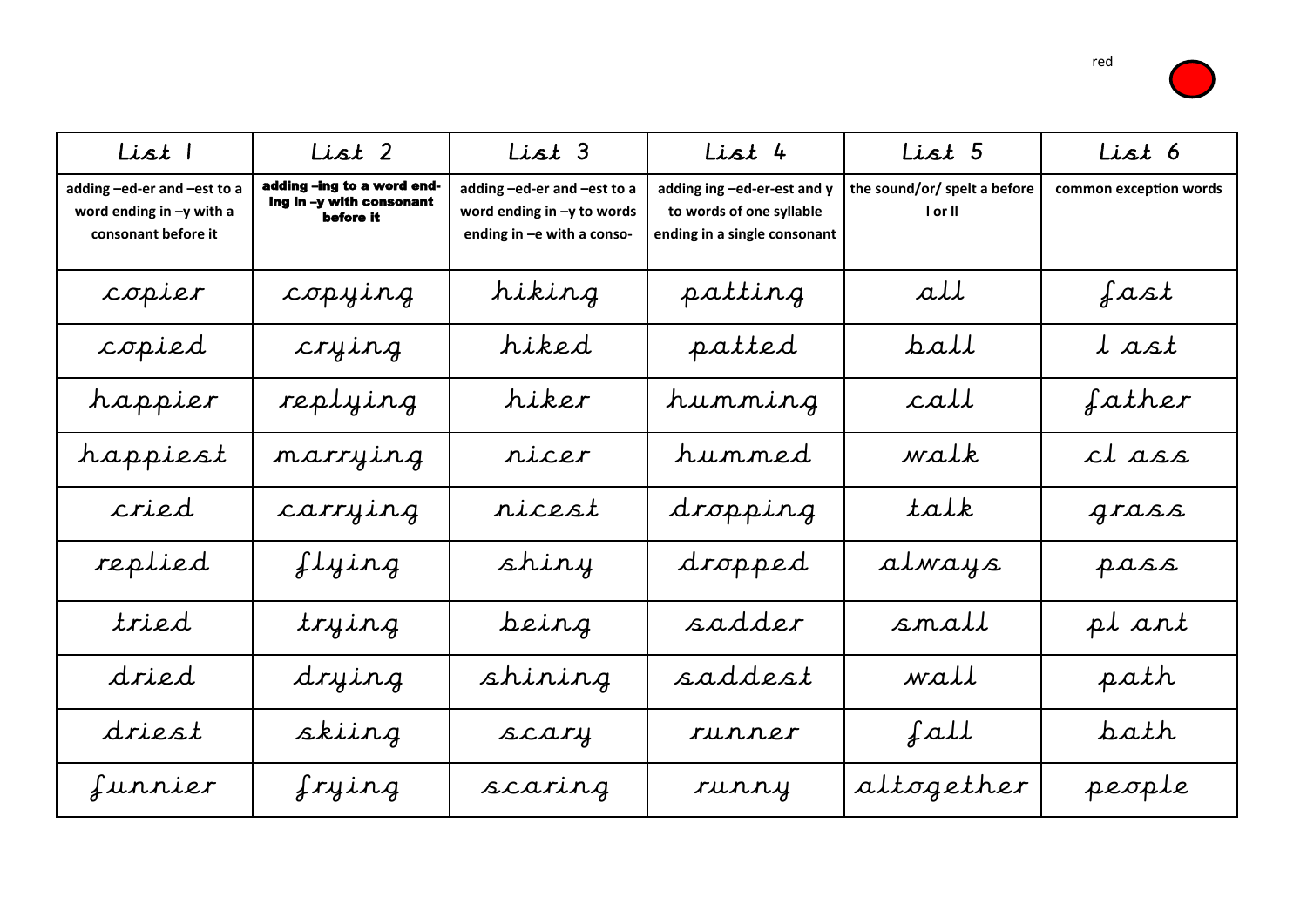red

| List 1 | List 2 | List 3 | List 4 | List 5 | List 6 |
|---|---|---|---|---|---|
| adding –ed-er and –est to a word ending in –y with a consonant before it | adding –ing to a word ending in –y with consonant before it | adding –ed-er and –est to a word ending in –y to words ending in –e with a conso- | adding ing –ed-er-est and y to words of one syllable ending in a single consonant | the sound/or/ spelt a before l or ll | common exception words |
| copier | copying | hiking | patting | all | fast |
| copied | crying | hiked | patted | ball | l ast |
| happier | replying | hiker | humming | call | father |
| happiest | marrying | nicer | hummed | walk | cl ass |
| cried | carrying | nicest | dropping | talk | grass |
| replied | flying | shiny | dropped | always | pass |
| tried | trying | being | sadder | small | pl ant |
| dried | drying | shining | saddest | wall | path |
| driest | skiing | scary | runner | fall | bath |
| funnier | frying | scaring | runny | altogether | people |